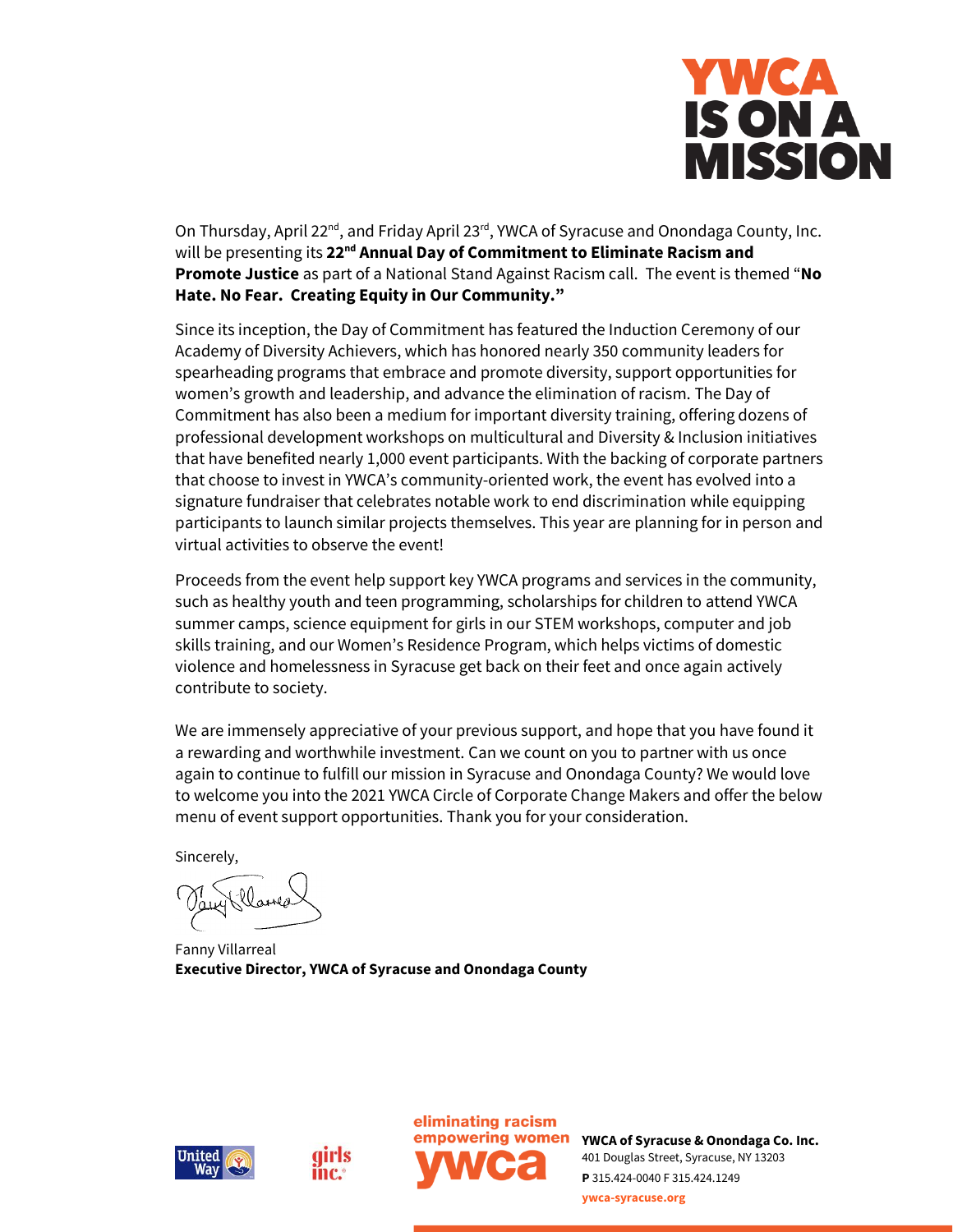# YWCA IS ON A MISSION

On Thursday, April 22nd, and Friday April 23rd, YWCA of Syracuse and Onondaga County, Inc. will be presenting its **22nd Annual Day of Commitment to Eliminate Racism and Promote Justice** as part of a National Stand Against Racism call. The event is themed "**No Hate. No Fear. Creating Equity in Our Community.**"

Since its inception, the Day of Commitment has featured the Induction Ceremony of our Academy of Diversity Achievers, which has honored nearly 350 community leaders for spearheading programs that embrace and promote diversity, support opportunities for women's growth and leadership, and advance the elimination of racism. The Day of Commitment has also been a medium for important diversity training, offering dozens of professional development workshops on multicultural and Diversity & Inclusion initiatives that have benefited nearly 1,000 event participants. With the backing of corporate partners that choose to invest in YWCA's community-oriented work, the event has evolved into a signature fundraiser that celebrates notable work to end discrimination while equipping participants to launch similar projects themselves. This year are planning for in person and virtual activities to observe the event!

Proceeds from the event help support key YWCA programs and services in the community, such as healthy youth and teen programming, scholarships for children to attend YWCA summer camps, science equipment for girls in our STEM workshops, computer and job skills training, and our Women's Residence Program, which helps victims of domestic violence and homelessness in Syracuse get back on their feet and once again actively contribute to society.

We are immensely appreciative of your previous support, and hope that you have found it a rewarding and worthwhile investment. Can we count on you to partner with us once again to continue to fulfill our mission in Syracuse and Onondaga County? We would love to welcome you into the 2021 YWCA Circle of Corporate Change Makers and offer the below menu of event support opportunities. Thank you for your consideration.

Sincerely,

Fanny Villarreal
**Executive Director, YWCA of Syracuse and Onondaga County**

United Way | girls inc. | eliminating racism empowering women ywca

**YWCA of Syracuse & Onondaga Co. Inc.**
401 Douglas Street, Syracuse, NY 13203
**P** 315.424-0040 F 315.424.1249
ywca-syracuse.org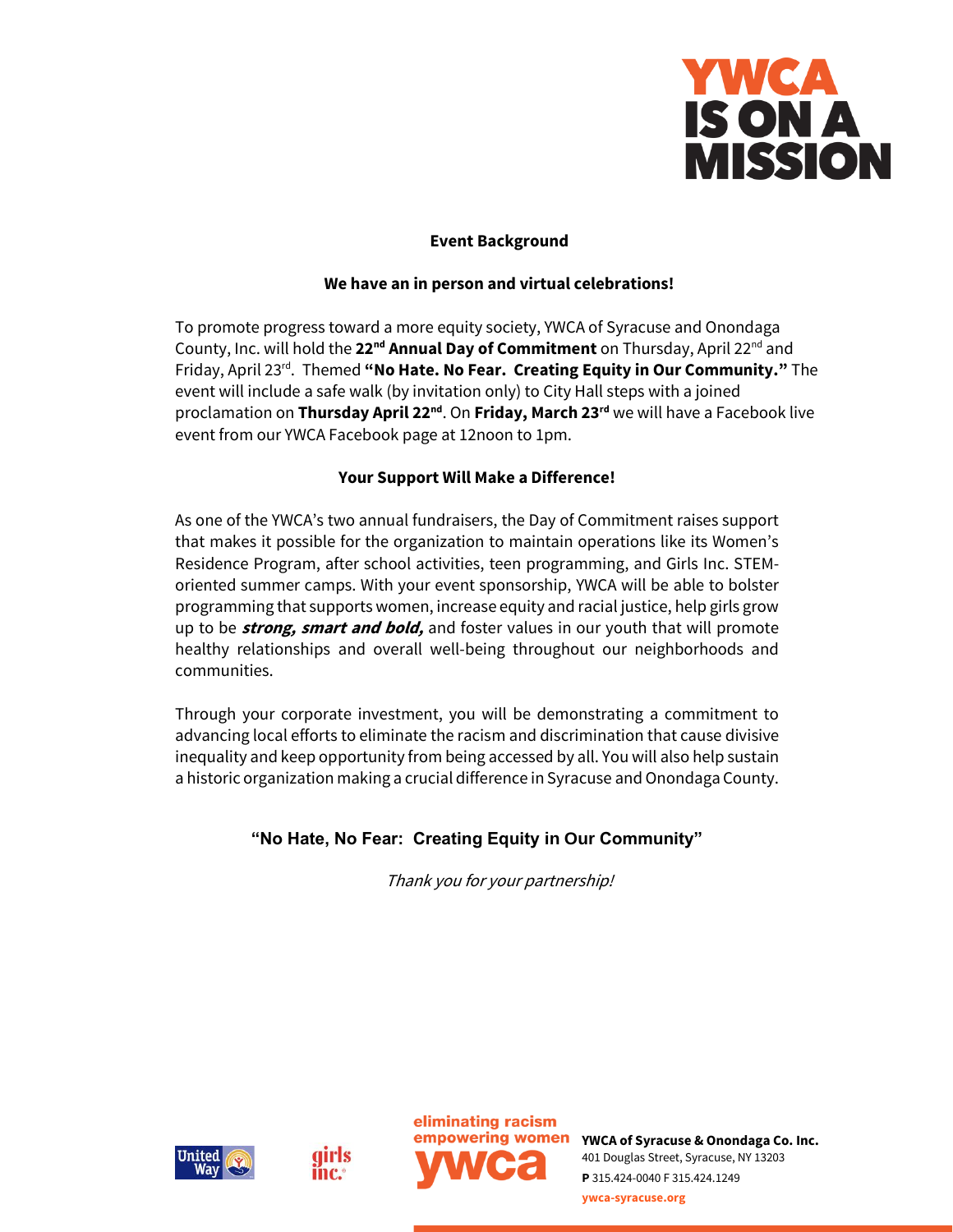**YWCA IS ON A MISSION**

## Event Background

### We have an in person and virtual celebrations!

To promote progress toward a more equity society, YWCA of Syracuse and Onondaga County, Inc. will hold the **22nd Annual Day of Commitment** on Thursday, April 22nd and Friday, April 23rd. Themed **"No Hate. No Fear. Creating Equity in Our Community."** The event will include a safe walk (by invitation only) to City Hall steps with a joined proclamation on **Thursday April 22nd**. On **Friday, March 23rd** we will have a Facebook live event from our YWCA Facebook page at 12noon to 1pm.

### Your Support Will Make a Difference!

As one of the YWCA's two annual fundraisers, the Day of Commitment raises support that makes it possible for the organization to maintain operations like its Women's Residence Program, after school activities, teen programming, and Girls Inc. STEM-oriented summer camps. With your event sponsorship, YWCA will be able to bolster programming that supports women, increase equity and racial justice, help girls grow up to be ***strong, smart and bold,*** and foster values in our youth that will promote healthy relationships and overall well-being throughout our neighborhoods and communities.

Through your corporate investment, you will be demonstrating a commitment to advancing local efforts to eliminate the racism and discrimination that cause divisive inequality and keep opportunity from being accessed by all. You will also help sustain a historic organization making a crucial difference in Syracuse and Onondaga County.

**"No Hate, No Fear: Creating Equity in Our Community"**

*Thank you for your partnership!*

United Way | girls inc. | eliminating racism empowering women ywca

**YWCA of Syracuse & Onondaga Co. Inc.**
401 Douglas Street, Syracuse, NY 13203
**P** 315.424-0040 F 315.424.1249
ywca-syracuse.org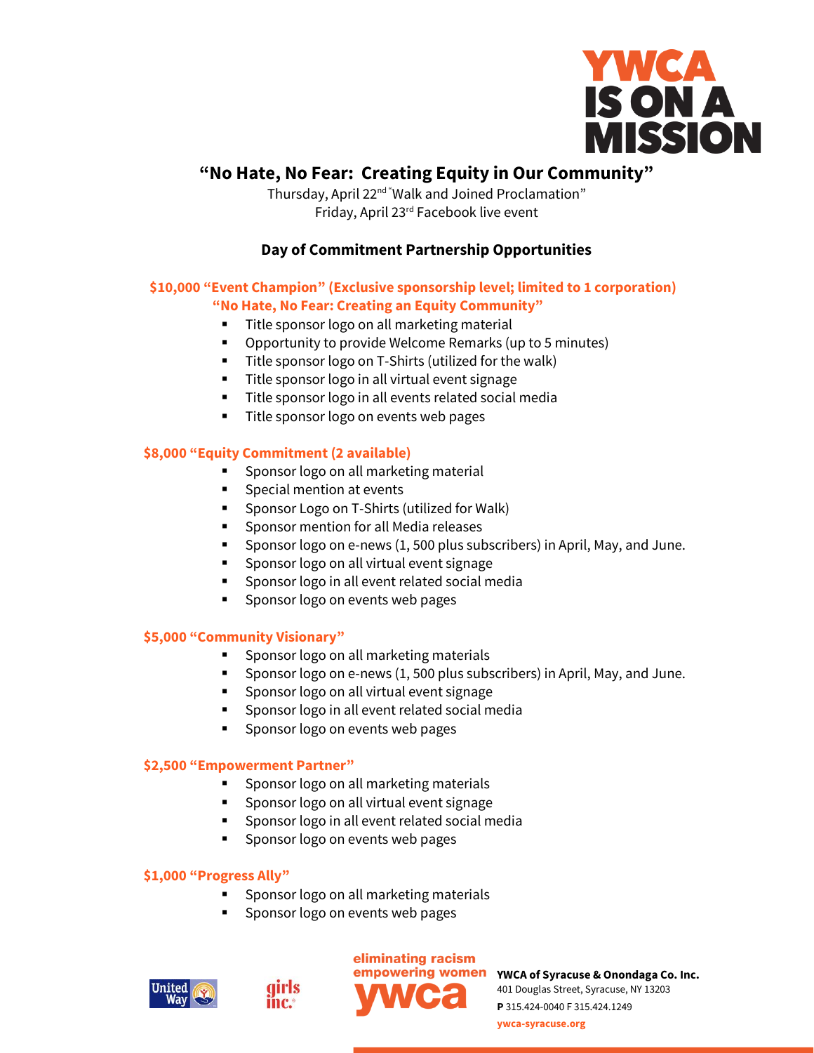YWCA IS ON A MISSION

# "No Hate, No Fear: Creating Equity in Our Community"

Thursday, April 22nd "Walk and Joined Proclamation"
Friday, April 23rd Facebook live event

## Day of Commitment Partnership Opportunities

### $10,000 "Event Champion" (Exclusive sponsorship level; limited to 1 corporation) "No Hate, No Fear: Creating an Equity Community"

- Title sponsor logo on all marketing material
- Opportunity to provide Welcome Remarks (up to 5 minutes)
- Title sponsor logo on T-Shirts (utilized for the walk)
- Title sponsor logo in all virtual event signage
- Title sponsor logo in all events related social media
- Title sponsor logo on events web pages

### $8,000 "Equity Commitment (2 available)

- Sponsor logo on all marketing material
- Special mention at events
- Sponsor Logo on T-Shirts (utilized for Walk)
- Sponsor mention for all Media releases
- Sponsor logo on e-news (1, 500 plus subscribers) in April, May, and June.
- Sponsor logo on all virtual event signage
- Sponsor logo in all event related social media
- Sponsor logo on events web pages

### $5,000 "Community Visionary"

- Sponsor logo on all marketing materials
- Sponsor logo on e-news (1, 500 plus subscribers) in April, May, and June.
- Sponsor logo on all virtual event signage
- Sponsor logo in all event related social media
- Sponsor logo on events web pages

### $2,500 "Empowerment Partner"

- Sponsor logo on all marketing materials
- Sponsor logo on all virtual event signage
- Sponsor logo in all event related social media
- Sponsor logo on events web pages

### $1,000 "Progress Ally"

- Sponsor logo on all marketing materials
- Sponsor logo on events web pages

United Way | girls inc. | eliminating racism empowering women ywca

**YWCA of Syracuse & Onondaga Co. Inc.**
401 Douglas Street, Syracuse, NY 13203
**P** 315.424-0040 F 315.424.1249
ywca-syracuse.org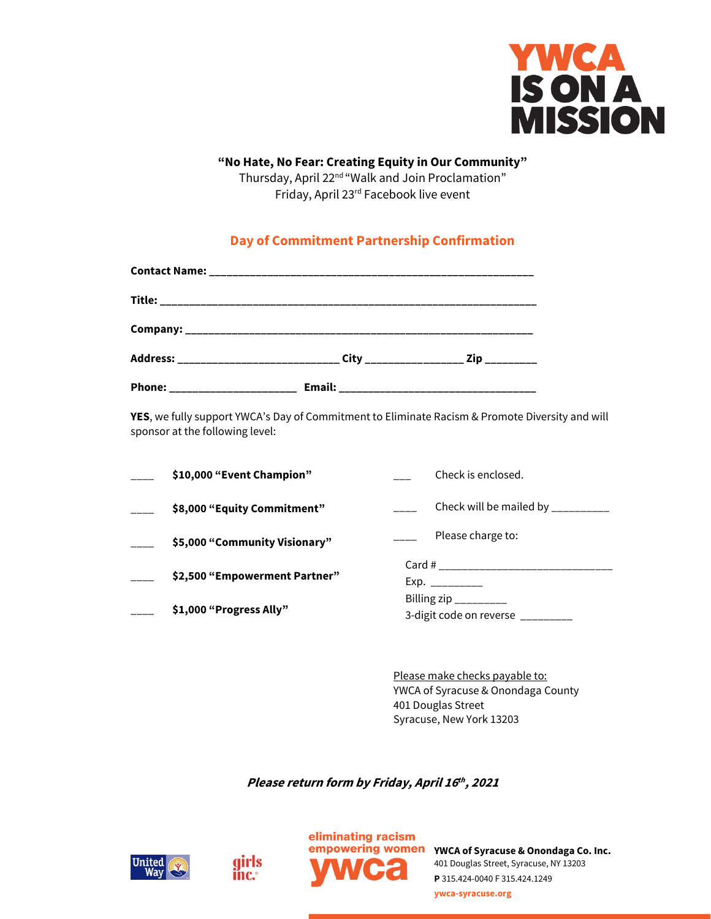**YWCA IS ON A MISSION**

**"No Hate, No Fear: Creating Equity in Our Community"**

Thursday, April 22nd "Walk and Join Proclamation"

Friday, April 23rd Facebook live event

## Day of Commitment Partnership Confirmation

**Contact Name:** ________________________________________________________

**Title:** ______________________________________________________________

**Company:** ___________________________________________________________

**Address:** ___________________________ **City** ________________ **Zip** ________

**Phone:** _____________________ **Email:** __________________________________

**YES**, we fully support YWCA's Day of Commitment to Eliminate Racism & Promote Diversity and will sponsor at the following level:

____ **$10,000 "Event Champion"**

____ **$8,000 "Equity Commitment"**

____ **$5,000 "Community Visionary"**

____ **$2,500 "Empowerment Partner"**

____ **$1,000 "Progress Ally"**

___ Check is enclosed.

____ Check will be mailed by _________

____ Please charge to:

Card # ____________________________

Exp. _________

Billing zip _________

3-digit code on reverse _________

Please make checks payable to:
YWCA of Syracuse & Onondaga County
401 Douglas Street
Syracuse, New York 13203

***Please return form by Friday, April 16th, 2021***

United Way

girls inc.

eliminating racism
empowering women
ywca

**YWCA of Syracuse & Onondaga Co. Inc.**
401 Douglas Street, Syracuse, NY 13203
**P** 315.424-0040 F 315.424.1249
ywca-syracuse.org